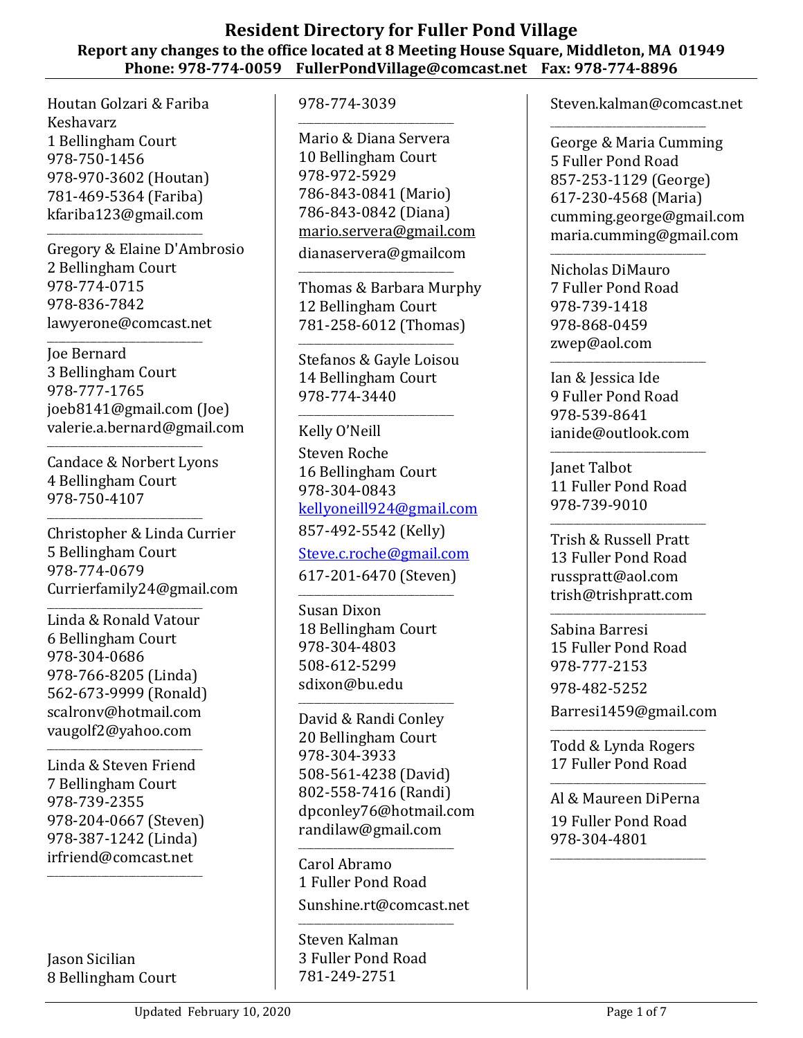# Resident Directory for Fuller Pond Village

**Report any changes to the office located at 8 Meeting House Square, Middleton, MA 01949**
**Phone: 978-774-0059 FullerPondVillage@comcast.net Fax: 978-774-8896**

Houtan Golzari & Fariba Keshavarz
1 Bellingham Court
978-750-1456
978-970-3602 (Houtan)
781-469-5364 (Fariba)
kfariba123@gmail.com

---

Gregory & Elaine D'Ambrosio
2 Bellingham Court
978-774-0715
978-836-7842
lawyerone@comcast.net

---

Joe Bernard
3 Bellingham Court
978-777-1765
joeb8141@gmail.com (Joe)
valerie.a.bernard@gmail.com

---

Candace & Norbert Lyons
4 Bellingham Court
978-750-4107

---

Christopher & Linda Currier
5 Bellingham Court
978-774-0679
Currierfamily24@gmail.com

---

Linda & Ronald Vatour
6 Bellingham Court
978-304-0686
978-766-8205 (Linda)
562-673-9999 (Ronald)
scalronv@hotmail.com
vaugolf2@yahoo.com

---

Linda & Steven Friend
7 Bellingham Court
978-739-2355
978-204-0667 (Steven)
978-387-1242 (Linda)
irfriend@comcast.net

---

Jason Sicilian
8 Bellingham Court
978-774-3039

---

Mario & Diana Servera
10 Bellingham Court
978-972-5929
786-843-0841 (Mario)
786-843-0842 (Diana)
mario.servera@gmail.com
dianaservera@gmailcom

---

Thomas & Barbara Murphy
12 Bellingham Court
781-258-6012 (Thomas)

---

Stefanos & Gayle Loisou
14 Bellingham Court
978-774-3440

---

Kelly O'Neill
Steven Roche
16 Bellingham Court
978-304-0843
kellyoneill924@gmail.com
857-492-5542 (Kelly)
Steve.c.roche@gmail.com
617-201-6470 (Steven)

---

Susan Dixon
18 Bellingham Court
978-304-4803
508-612-5299
sdixon@bu.edu

---

David & Randi Conley
20 Bellingham Court
978-304-3933
508-561-4238 (David)
802-558-7416 (Randi)
dpconley76@hotmail.com
randilaw@gmail.com

---

Carol Abramo
1 Fuller Pond Road
Sunshine.rt@comcast.net

---

Steven Kalman
3 Fuller Pond Road
781-249-2751
Steven.kalman@comcast.net

---

George & Maria Cumming
5 Fuller Pond Road
857-253-1129 (George)
617-230-4568 (Maria)
cumming.george@gmail.com
maria.cumming@gmail.com

---

Nicholas DiMauro
7 Fuller Pond Road
978-739-1418
978-868-0459
zwep@aol.com

---

Ian & Jessica Ide
9 Fuller Pond Road
978-539-8641
ianide@outlook.com

---

Janet Talbot
11 Fuller Pond Road
978-739-9010

---

Trish & Russell Pratt
13 Fuller Pond Road
russpratt@aol.com
trish@trishpratt.com

---

Sabina Barresi
15 Fuller Pond Road
978-777-2153
978-482-5252
Barresi1459@gmail.com

---

Todd & Lynda Rogers
17 Fuller Pond Road

---

Al & Maureen DiPerna
19 Fuller Pond Road
978-304-4801

---

Updated February 10, 2020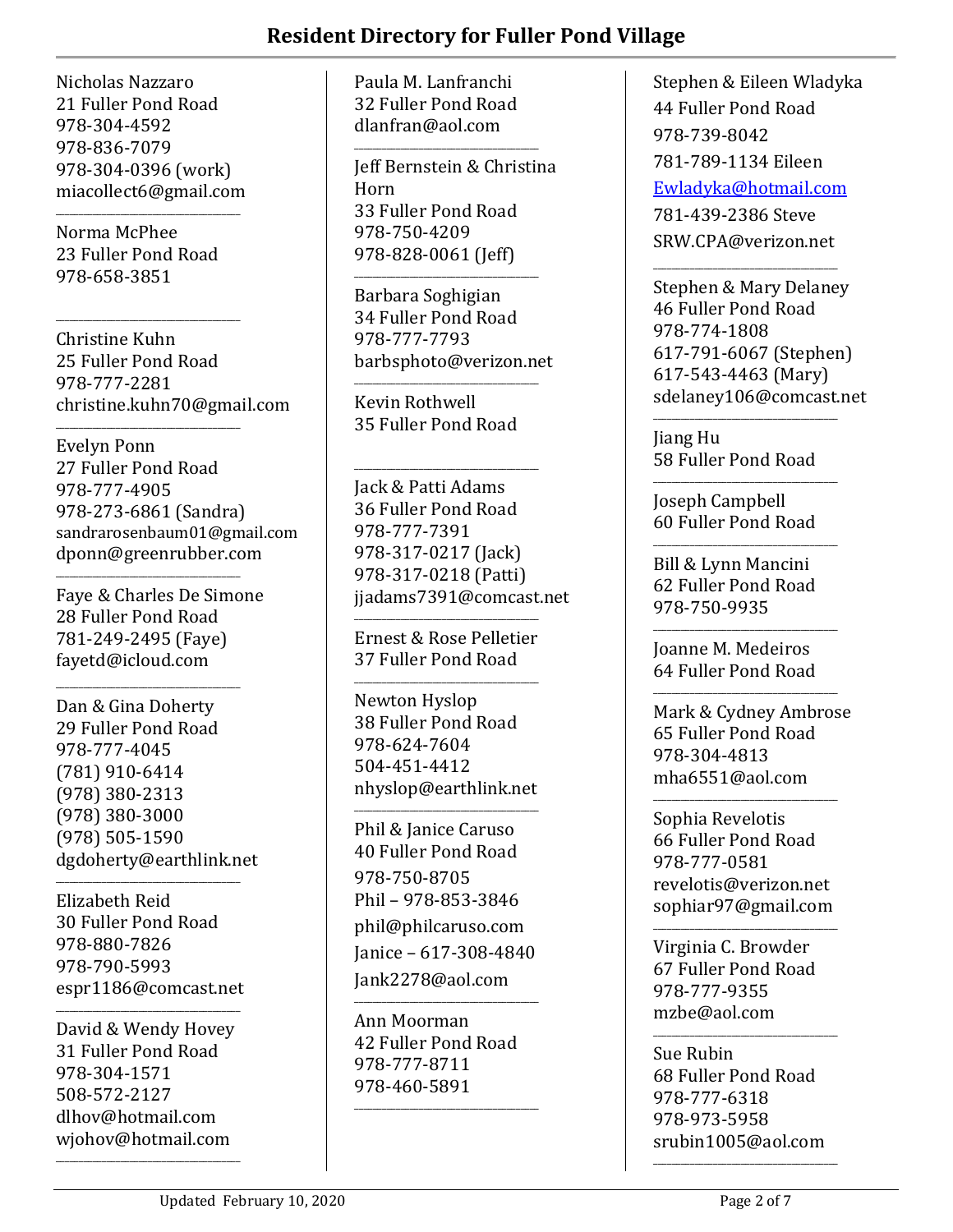# Resident Directory for Fuller Pond Village

Nicholas Nazzaro
21 Fuller Pond Road
978-304-4592
978-836-7079
978-304-0396 (work)
miacollect6@gmail.com

---

Norma McPhee
23 Fuller Pond Road
978-658-3851

---

Christine Kuhn
25 Fuller Pond Road
978-777-2281
christine.kuhn70@gmail.com

---

Evelyn Ponn
27 Fuller Pond Road
978-777-4905
978-273-6861 (Sandra)
sandrarosenbaum01@gmail.com
dponn@greenrubber.com

---

Faye & Charles De Simone
28 Fuller Pond Road
781-249-2495 (Faye)
fayetd@icloud.com

---

Dan & Gina Doherty
29 Fuller Pond Road
978-777-4045
(781) 910-6414
(978) 380-2313
(978) 380-3000
(978) 505-1590
dgdoherty@earthlink.net

---

Elizabeth Reid
30 Fuller Pond Road
978-880-7826
978-790-5993
espr1186@comcast.net

---

David & Wendy Hovey
31 Fuller Pond Road
978-304-1571
508-572-2127
dlhov@hotmail.com
wjohov@hotmail.com

---

Paula M. Lanfranchi
32 Fuller Pond Road
dlanfran@aol.com

---

Jeff Bernstein & Christina Horn
33 Fuller Pond Road
978-750-4209
978-828-0061 (Jeff)

---

Barbara Soghigian
34 Fuller Pond Road
978-777-7793
barbsphoto@verizon.net

---

Kevin Rothwell
35 Fuller Pond Road

---

Jack & Patti Adams
36 Fuller Pond Road
978-777-7391
978-317-0217 (Jack)
978-317-0218 (Patti)
jjadams7391@comcast.net

---

Ernest & Rose Pelletier
37 Fuller Pond Road

---

Newton Hyslop
38 Fuller Pond Road
978-624-7604
504-451-4412
nhyslop@earthlink.net

---

Phil & Janice Caruso
40 Fuller Pond Road
978-750-8705
Phil – 978-853-3846
phil@philcaruso.com
Janice – 617-308-4840
Jank2278@aol.com

---

Ann Moorman
42 Fuller Pond Road
978-777-8711
978-460-5891

---

Stephen & Eileen Wladyka
44 Fuller Pond Road
978-739-8042
781-789-1134 Eileen
Ewladyka@hotmail.com
781-439-2386 Steve
SRW.CPA@verizon.net

---

Stephen & Mary Delaney
46 Fuller Pond Road
978-774-1808
617-791-6067 (Stephen)
617-543-4463 (Mary)
sdelaney106@comcast.net

---

Jiang Hu
58 Fuller Pond Road

---

Joseph Campbell
60 Fuller Pond Road

---

Bill & Lynn Mancini
62 Fuller Pond Road
978-750-9935

---

Joanne M. Medeiros
64 Fuller Pond Road

---

Mark & Cydney Ambrose
65 Fuller Pond Road
978-304-4813
mha6551@aol.com

---

Sophia Revelotis
66 Fuller Pond Road
978-777-0581
revelotis@verizon.net
sophiar97@gmail.com

---

Virginia C. Browder
67 Fuller Pond Road
978-777-9355
mzbe@aol.com

---

Sue Rubin
68 Fuller Pond Road
978-777-6318
978-973-5958
srubin1005@aol.com

---

Updated February 10, 2020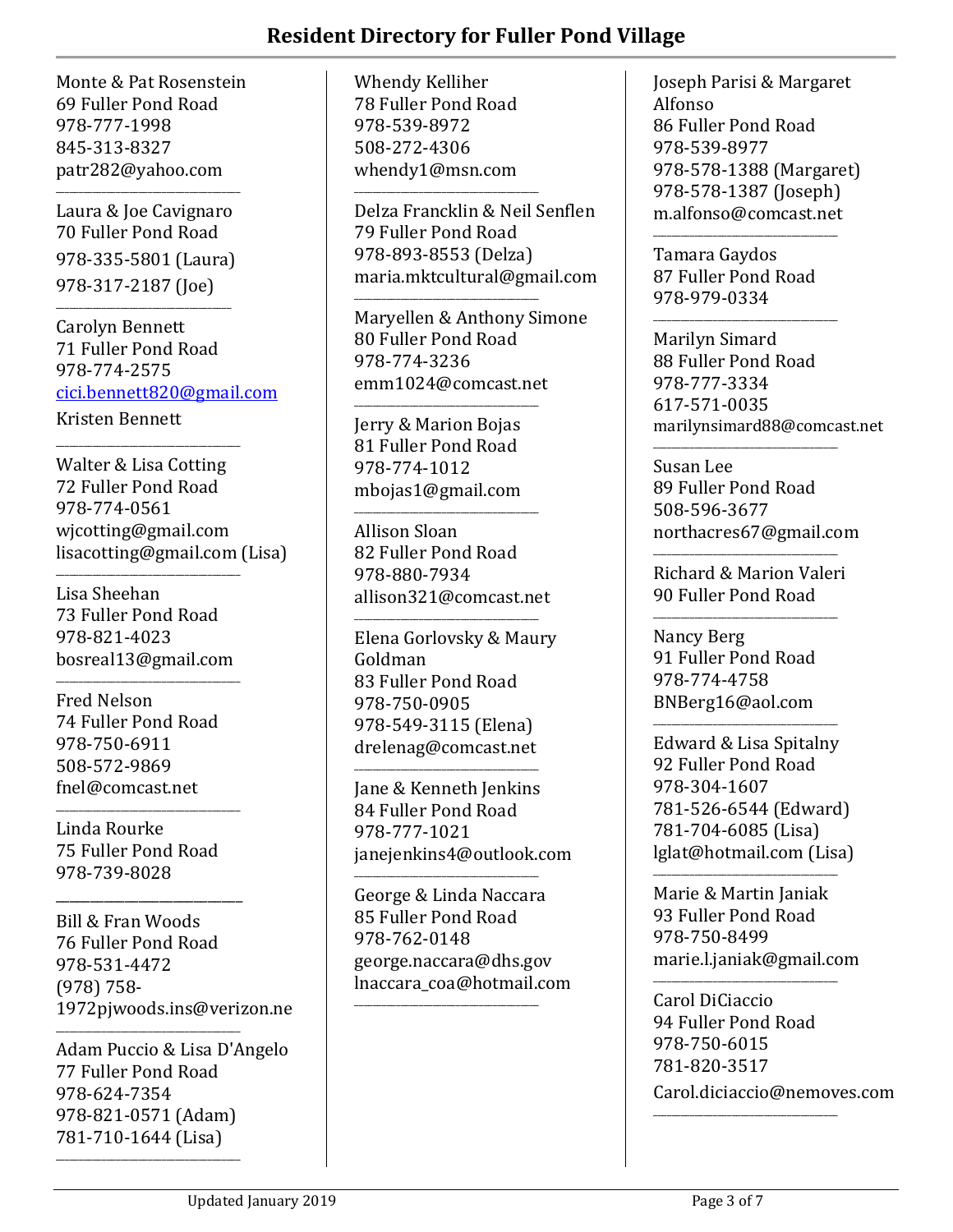# Resident Directory for Fuller Pond Village

Monte & Pat Rosenstein
69 Fuller Pond Road
978-777-1998
845-313-8327
patr282@yahoo.com

---

Laura & Joe Cavignaro
70 Fuller Pond Road
978-335-5801 (Laura)
978-317-2187 (Joe)

---

Carolyn Bennett
71 Fuller Pond Road
978-774-2575
cici.bennett820@gmail.com
Kristen Bennett

---

Walter & Lisa Cotting
72 Fuller Pond Road
978-774-0561
wjcotting@gmail.com
lisacotting@gmail.com (Lisa)

---

Lisa Sheehan
73 Fuller Pond Road
978-821-4023
bosreal13@gmail.com

---

Fred Nelson
74 Fuller Pond Road
978-750-6911
508-572-9869
fnel@comcast.net

---

Linda Rourke
75 Fuller Pond Road
978-739-8028

---

Bill & Fran Woods
76 Fuller Pond Road
978-531-4472
(978) 758-1972pjwoods.ins@verizon.ne

---

Adam Puccio & Lisa D'Angelo
77 Fuller Pond Road
978-624-7354
978-821-0571 (Adam)
781-710-1644 (Lisa)

---

Whendy Kelliher
78 Fuller Pond Road
978-539-8972
508-272-4306
whendy1@msn.com

---

Delza Francklin & Neil Senflen
79 Fuller Pond Road
978-893-8553 (Delza)
maria.mktcultural@gmail.com

---

Maryellen & Anthony Simone
80 Fuller Pond Road
978-774-3236
emm1024@comcast.net

---

Jerry & Marion Bojas
81 Fuller Pond Road
978-774-1012
mbojas1@gmail.com

---

Allison Sloan
82 Fuller Pond Road
978-880-7934
allison321@comcast.net

---

Elena Gorlovsky & Maury Goldman
83 Fuller Pond Road
978-750-0905
978-549-3115 (Elena)
drelenag@comcast.net

---

Jane & Kenneth Jenkins
84 Fuller Pond Road
978-777-1021
janejenkins4@outlook.com

---

George & Linda Naccara
85 Fuller Pond Road
978-762-0148
george.naccara@dhs.gov
lnaccara_coa@hotmail.com

---

Joseph Parisi & Margaret Alfonso
86 Fuller Pond Road
978-539-8977
978-578-1388 (Margaret)
978-578-1387 (Joseph)
m.alfonso@comcast.net

---

Tamara Gaydos
87 Fuller Pond Road
978-979-0334

---

Marilyn Simard
88 Fuller Pond Road
978-777-3334
617-571-0035
marilynsimard88@comcast.net

---

Susan Lee
89 Fuller Pond Road
508-596-3677
northacres67@gmail.com

---

Richard & Marion Valeri
90 Fuller Pond Road

---

Nancy Berg
91 Fuller Pond Road
978-774-4758
BNBerg16@aol.com

---

Edward & Lisa Spitalny
92 Fuller Pond Road
978-304-1607
781-526-6544 (Edward)
781-704-6085 (Lisa)
lglat@hotmail.com (Lisa)

---

Marie & Martin Janiak
93 Fuller Pond Road
978-750-8499
marie.l.janiak@gmail.com

---

Carol DiCiaccio
94 Fuller Pond Road
978-750-6015
781-820-3517
Carol.diciaccio@nemoves.com

---

Updated January 2019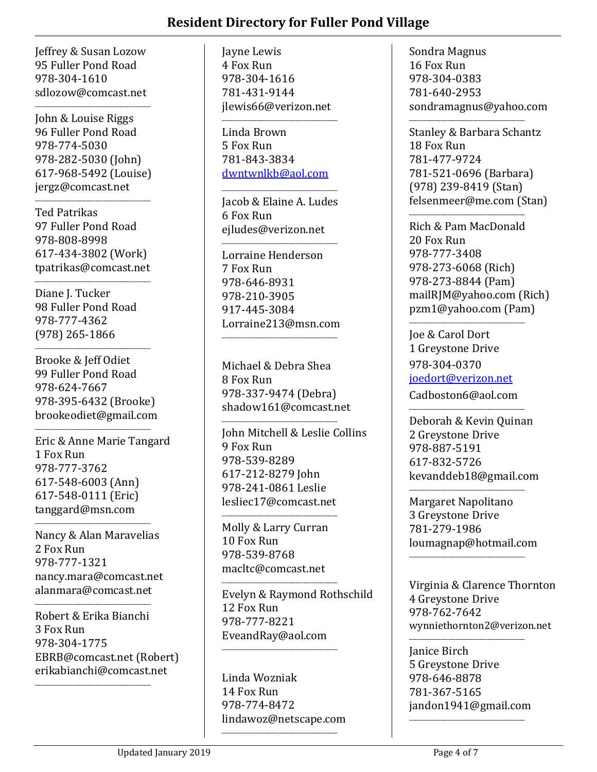# Resident Directory for Fuller Pond Village

Jeffrey & Susan Lozow
95 Fuller Pond Road
978-304-1610
sdlozow@comcast.net

---

John & Louise Riggs
96 Fuller Pond Road
978-774-5030
978-282-5030 (John)
617-968-5492 (Louise)
jergz@comcast.net

---

Ted Patrikas
97 Fuller Pond Road
978-808-8998
617-434-3802 (Work)
tpatrikas@comcast.net

---

Diane J. Tucker
98 Fuller Pond Road
978-777-4362
(978) 265-1866

---

Brooke & Jeff Odiet
99 Fuller Pond Road
978-624-7667
978-395-6432 (Brooke)
brookeodiet@gmail.com

---

Eric & Anne Marie Tangard
1 Fox Run
978-777-3762
617-548-6003 (Ann)
617-548-0111 (Eric)
tanggard@msn.com

---

Nancy & Alan Maravelias
2 Fox Run
978-777-1321
nancy.mara@comcast.net
alanmara@comcast.net

---

Robert & Erika Bianchi
3 Fox Run
978-304-1775
EBRB@comcast.net (Robert)
erikabianchi@comcast.net

---

Jayne Lewis
4 Fox Run
978-304-1616
781-431-9144
jlewis66@verizon.net

---

Linda Brown
5 Fox Run
781-843-3834
dwntwnlkb@aol.com

---

Jacob & Elaine A. Ludes
6 Fox Run
ejludes@verizon.net

---

Lorraine Henderson
7 Fox Run
978-646-8931
978-210-3905
917-445-3084
Lorraine213@msn.com

---

Michael & Debra Shea
8 Fox Run
978-337-9474 (Debra)
shadow161@comcast.net

---

John Mitchell & Leslie Collins
9 Fox Run
978-539-8289
617-212-8279 John
978-241-0861 Leslie
lesliec17@comcast.net

---

Molly & Larry Curran
10 Fox Run
978-539-8768
macltc@comcast.net

---

Evelyn & Raymond Rothschild
12 Fox Run
978-777-8221
EveandRay@aol.com

---

Linda Wozniak
14 Fox Run
978-774-8472
lindawoz@netscape.com

---

Sondra Magnus
16 Fox Run
978-304-0383
781-640-2953
sondramagnus@yahoo.com

---

Stanley & Barbara Schantz
18 Fox Run
781-477-9724
781-521-0696 (Barbara)
(978) 239-8419 (Stan)
felsenmeer@me.com (Stan)

---

Rich & Pam MacDonald
20 Fox Run
978-777-3408
978-273-6068 (Rich)
978-273-8844 (Pam)
mailRJM@yahoo.com (Rich)
pzm1@yahoo.com (Pam)

---

Joe & Carol Dort
1 Greystone Drive
978-304-0370
joedort@verizon.net
Cadboston6@aol.com

---

Deborah & Kevin Quinan
2 Greystone Drive
978-887-5191
617-832-5726
kevanddeb18@gmail.com

---

Margaret Napolitano
3 Greystone Drive
781-279-1986
loumagnap@hotmail.com

---

Virginia & Clarence Thornton
4 Greystone Drive
978-762-7642
wynniethornton2@verizon.net

---

Janice Birch
5 Greystone Drive
978-646-8878
781-367-5165
jandon1941@gmail.com

---

Updated January 2019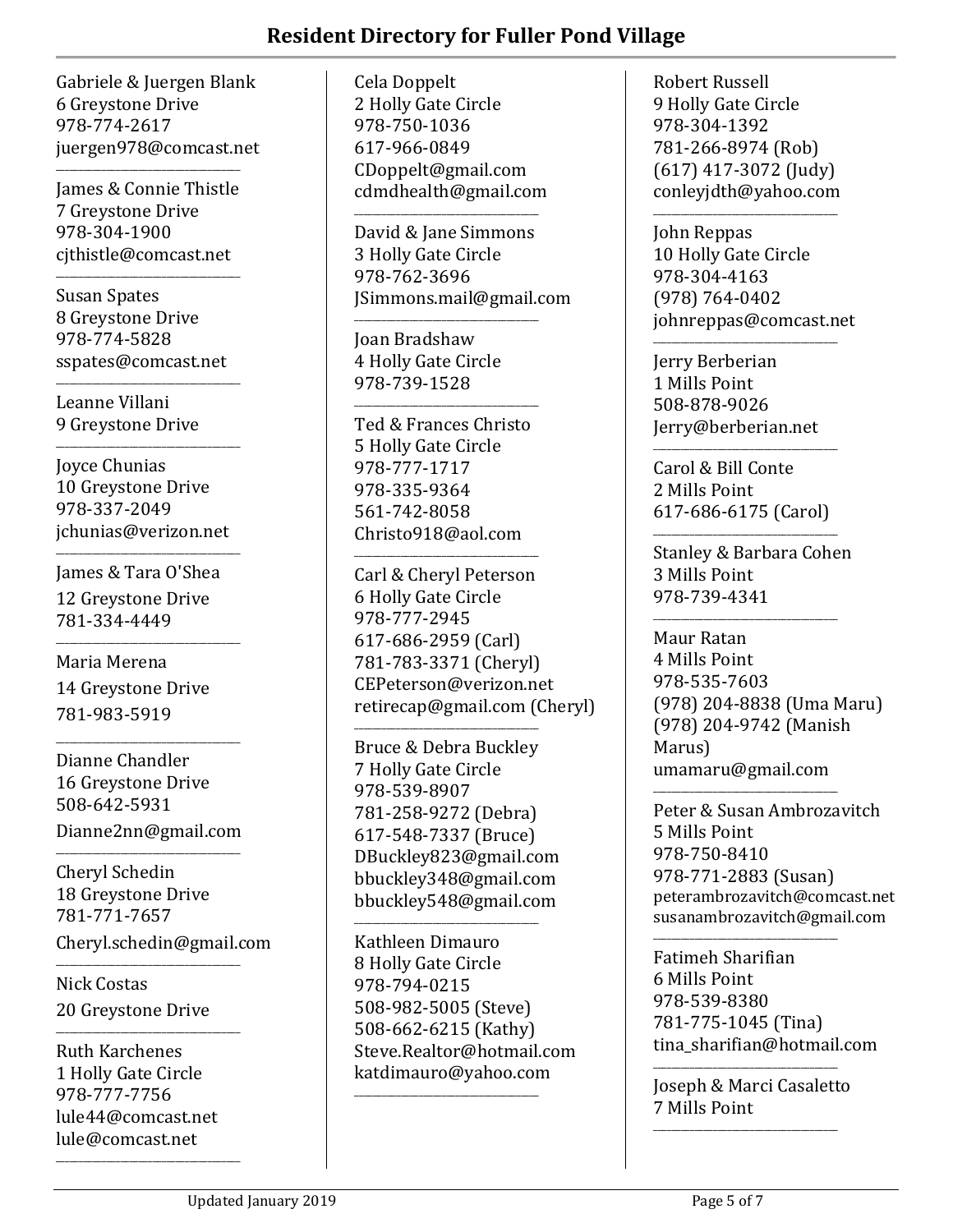# Resident Directory for Fuller Pond Village

Gabriele & Juergen Blank
6 Greystone Drive
978-774-2617
juergen978@comcast.net

---

James & Connie Thistle
7 Greystone Drive
978-304-1900
cjthistle@comcast.net

---

Susan Spates
8 Greystone Drive
978-774-5828
sspates@comcast.net

---

Leanne Villani
9 Greystone Drive

---

Joyce Chunias
10 Greystone Drive
978-337-2049
jchunias@verizon.net

---

James & Tara O'Shea
12 Greystone Drive
781-334-4449

---

Maria Merena
14 Greystone Drive
781-983-5919

---

Dianne Chandler
16 Greystone Drive
508-642-5931
Dianne2nn@gmail.com

---

Cheryl Schedin
18 Greystone Drive
781-771-7657
Cheryl.schedin@gmail.com

---

Nick Costas
20 Greystone Drive

---

Ruth Karchenes
1 Holly Gate Circle
978-777-7756
lule44@comcast.net
lule@comcast.net

---

Cela Doppelt
2 Holly Gate Circle
978-750-1036
617-966-0849
CDoppelt@gmail.com
cdmdhealth@gmail.com

---

David & Jane Simmons
3 Holly Gate Circle
978-762-3696
JSimmons.mail@gmail.com

---

Joan Bradshaw
4 Holly Gate Circle
978-739-1528

---

Ted & Frances Christo
5 Holly Gate Circle
978-777-1717
978-335-9364
561-742-8058
Christo918@aol.com

---

Carl & Cheryl Peterson
6 Holly Gate Circle
978-777-2945
617-686-2959 (Carl)
781-783-3371 (Cheryl)
CEPeterson@verizon.net
retirecap@gmail.com (Cheryl)

---

Bruce & Debra Buckley
7 Holly Gate Circle
978-539-8907
781-258-9272 (Debra)
617-548-7337 (Bruce)
DBuckley823@gmail.com
bbuckley348@gmail.com
bbuckley548@gmail.com

---

Kathleen Dimauro
8 Holly Gate Circle
978-794-0215
508-982-5005 (Steve)
508-662-6215 (Kathy)
Steve.Realtor@hotmail.com
katdimauro@yahoo.com

---

Robert Russell
9 Holly Gate Circle
978-304-1392
781-266-8974 (Rob)
(617) 417-3072 (Judy)
conleyjdth@yahoo.com

---

John Reppas
10 Holly Gate Circle
978-304-4163
(978) 764-0402
johnreppas@comcast.net

---

Jerry Berberian
1 Mills Point
508-878-9026
Jerry@berberian.net

---

Carol & Bill Conte
2 Mills Point
617-686-6175 (Carol)

---

Stanley & Barbara Cohen
3 Mills Point
978-739-4341

---

Maur Ratan
4 Mills Point
978-535-7603
(978) 204-8838 (Uma Maru)
(978) 204-9742 (Manish Marus)
umamaru@gmail.com

---

Peter & Susan Ambrozavitch
5 Mills Point
978-750-8410
978-771-2883 (Susan)
peterambrozavitch@comcast.net
susanambrozavitch@gmail.com

---

Fatimeh Sharifian
6 Mills Point
978-539-8380
781-775-1045 (Tina)
tina_sharifian@hotmail.com

---

Joseph & Marci Casaletto
7 Mills Point

---

Updated January 2019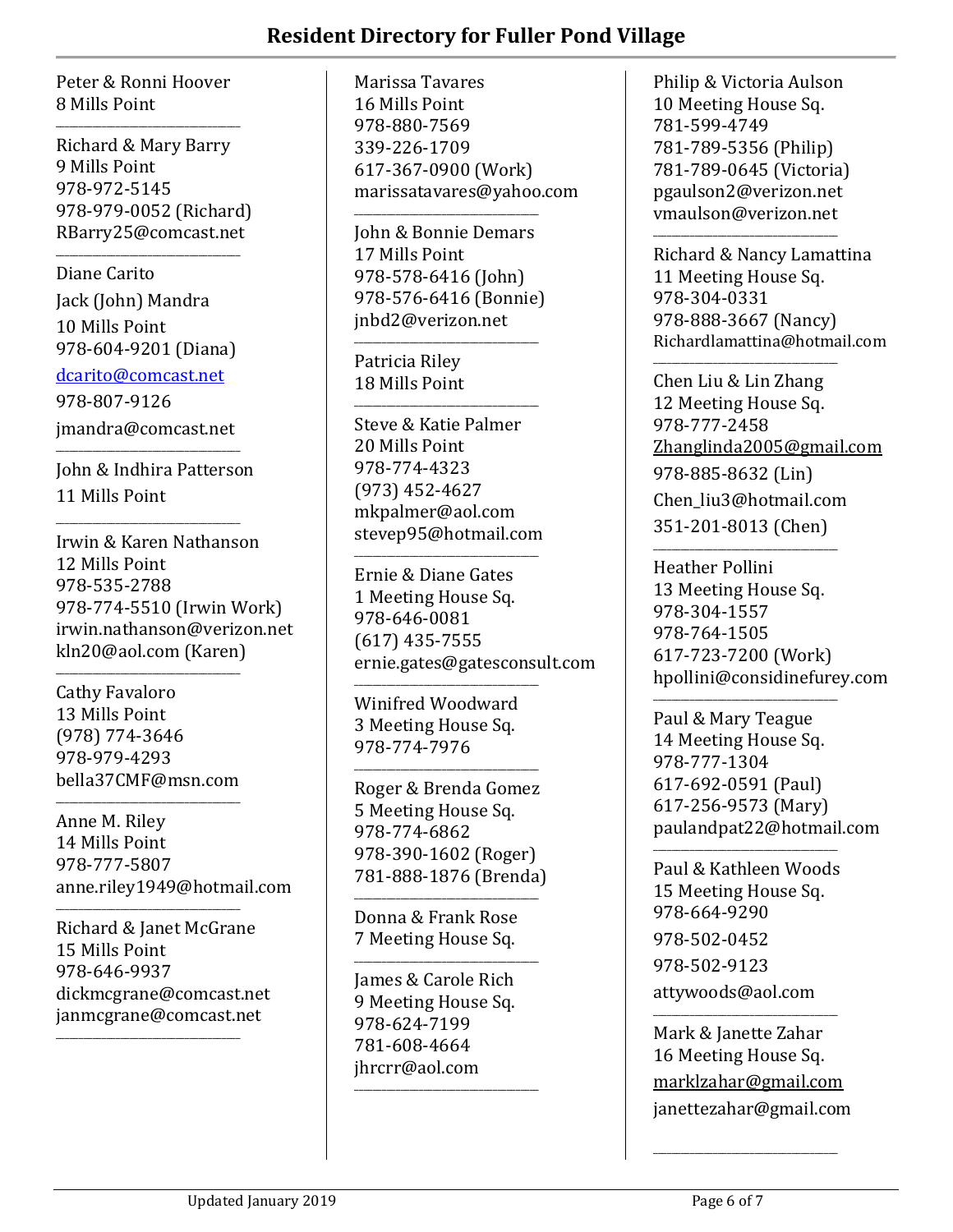# Resident Directory for Fuller Pond Village

Peter & Ronni Hoover
8 Mills Point

---

Richard & Mary Barry
9 Mills Point
978-972-5145
978-979-0052 (Richard)
RBarry25@comcast.net

---

Diane Carito
Jack (John) Mandra
10 Mills Point
978-604-9201 (Diana)
dcarito@comcast.net
978-807-9126
jmandra@comcast.net

---

John & Indhira Patterson
11 Mills Point

---

Irwin & Karen Nathanson
12 Mills Point
978-535-2788
978-774-5510 (Irwin Work)
irwin.nathanson@verizon.net
kln20@aol.com (Karen)

---

Cathy Favaloro
13 Mills Point
(978) 774-3646
978-979-4293
bella37CMF@msn.com

---

Anne M. Riley
14 Mills Point
978-777-5807
anne.riley1949@hotmail.com

---

Richard & Janet McGrane
15 Mills Point
978-646-9937
dickmcgrane@comcast.net
janmcgrane@comcast.net

---

Marissa Tavares
16 Mills Point
978-880-7569
339-226-1709
617-367-0900 (Work)
marissatavares@yahoo.com

---

John & Bonnie Demars
17 Mills Point
978-578-6416 (John)
978-576-6416 (Bonnie)
jnbd2@verizon.net

---

Patricia Riley
18 Mills Point

---

Steve & Katie Palmer
20 Mills Point
978-774-4323
(973) 452-4627
mkpalmer@aol.com
stevep95@hotmail.com

---

Ernie & Diane Gates
1 Meeting House Sq.
978-646-0081
(617) 435-7555
ernie.gates@gatesconsult.com

---

Winifred Woodward
3 Meeting House Sq.
978-774-7976

---

Roger & Brenda Gomez
5 Meeting House Sq.
978-774-6862
978-390-1602 (Roger)
781-888-1876 (Brenda)

---

Donna & Frank Rose
7 Meeting House Sq.

---

James & Carole Rich
9 Meeting House Sq.
978-624-7199
781-608-4664
jhrcrr@aol.com

---

Philip & Victoria Aulson
10 Meeting House Sq.
781-599-4749
781-789-5356 (Philip)
781-789-0645 (Victoria)
pgaulson2@verizon.net
vmaulson@verizon.net

---

Richard & Nancy Lamattina
11 Meeting House Sq.
978-304-0331
978-888-3667 (Nancy)
Richardlamattina@hotmail.com

---

Chen Liu & Lin Zhang
12 Meeting House Sq.
978-777-2458
Zhanglinda2005@gmail.com
978-885-8632 (Lin)
Chen_liu3@hotmail.com
351-201-8013 (Chen)

---

Heather Pollini
13 Meeting House Sq.
978-304-1557
978-764-1505
617-723-7200 (Work)
hpollini@considinefurey.com

---

Paul & Mary Teague
14 Meeting House Sq.
978-777-1304
617-692-0591 (Paul)
617-256-9573 (Mary)
paulandpat22@hotmail.com

---

Paul & Kathleen Woods
15 Meeting House Sq.
978-664-9290
978-502-0452
978-502-9123
attywoods@aol.com

---

Mark & Janette Zahar
16 Meeting House Sq.
marklzahar@gmail.com
janettezahar@gmail.com

---

Updated January 2019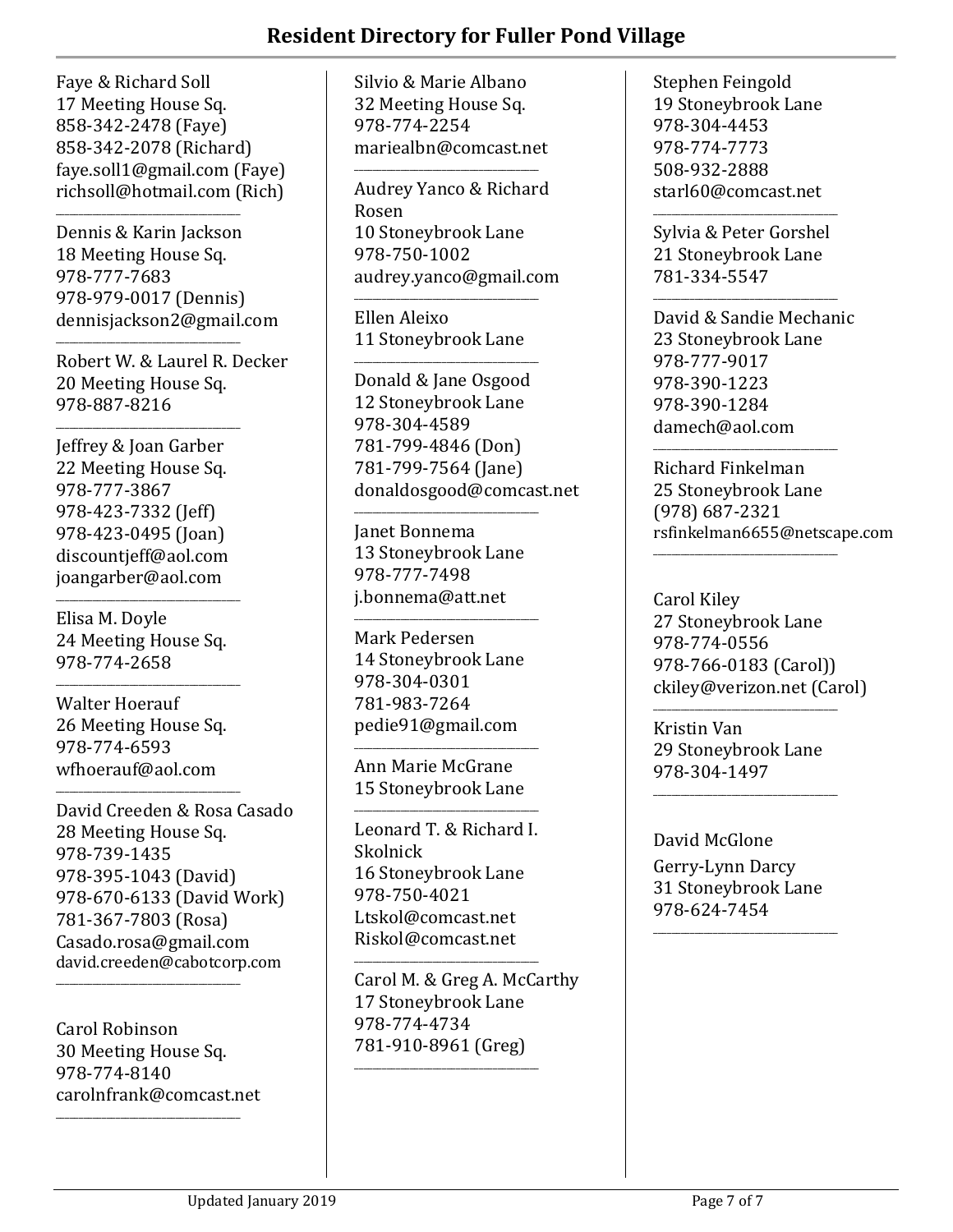# Resident Directory for Fuller Pond Village

Faye & Richard Soll
17 Meeting House Sq.
858-342-2478 (Faye)
858-342-2078 (Richard)
faye.soll1@gmail.com (Faye)
richsoll@hotmail.com (Rich)

---

Dennis & Karin Jackson
18 Meeting House Sq.
978-777-7683
978-979-0017 (Dennis)
dennisjackson2@gmail.com

---

Robert W. & Laurel R. Decker
20 Meeting House Sq.
978-887-8216

---

Jeffrey & Joan Garber
22 Meeting House Sq.
978-777-3867
978-423-7332 (Jeff)
978-423-0495 (Joan)
discountjeff@aol.com
joangarber@aol.com

---

Elisa M. Doyle
24 Meeting House Sq.
978-774-2658

---

Walter Hoerauf
26 Meeting House Sq.
978-774-6593
wfhoerauf@aol.com

---

David Creeden & Rosa Casado
28 Meeting House Sq.
978-739-1435
978-395-1043 (David)
978-670-6133 (David Work)
781-367-7803 (Rosa)
Casado.rosa@gmail.com
david.creeden@cabotcorp.com

---

Carol Robinson
30 Meeting House Sq.
978-774-8140
carolnfrank@comcast.net

---

Silvio & Marie Albano
32 Meeting House Sq.
978-774-2254
mariealbn@comcast.net

---

Audrey Yanco & Richard Rosen
10 Stoneybrook Lane
978-750-1002
audrey.yanco@gmail.com

---

Ellen Aleixo
11 Stoneybrook Lane

---

Donald & Jane Osgood
12 Stoneybrook Lane
978-304-4589
781-799-4846 (Don)
781-799-7564 (Jane)
donaldosgood@comcast.net

---

Janet Bonnema
13 Stoneybrook Lane
978-777-7498
j.bonnema@att.net

---

Mark Pedersen
14 Stoneybrook Lane
978-304-0301
781-983-7264
pedie91@gmail.com

---

Ann Marie McGrane
15 Stoneybrook Lane

---

Leonard T. & Richard I. Skolnick
16 Stoneybrook Lane
978-750-4021
Ltskol@comcast.net
Riskol@comcast.net

---

Carol M. & Greg A. McCarthy
17 Stoneybrook Lane
978-774-4734
781-910-8961 (Greg)

---

Stephen Feingold
19 Stoneybrook Lane
978-304-4453
978-774-7773
508-932-2888
starl60@comcast.net

---

Sylvia & Peter Gorshel
21 Stoneybrook Lane
781-334-5547

---

David & Sandie Mechanic
23 Stoneybrook Lane
978-777-9017
978-390-1223
978-390-1284
damech@aol.com

---

Richard Finkelman
25 Stoneybrook Lane
(978) 687-2321
rsfinkelman6655@netscape.com

---

Carol Kiley
27 Stoneybrook Lane
978-774-0556
978-766-0183 (Carol))
ckiley@verizon.net (Carol)

---

Kristin Van
29 Stoneybrook Lane
978-304-1497

---

David McGlone
Gerry-Lynn Darcy
31 Stoneybrook Lane
978-624-7454

---

Updated January 2019